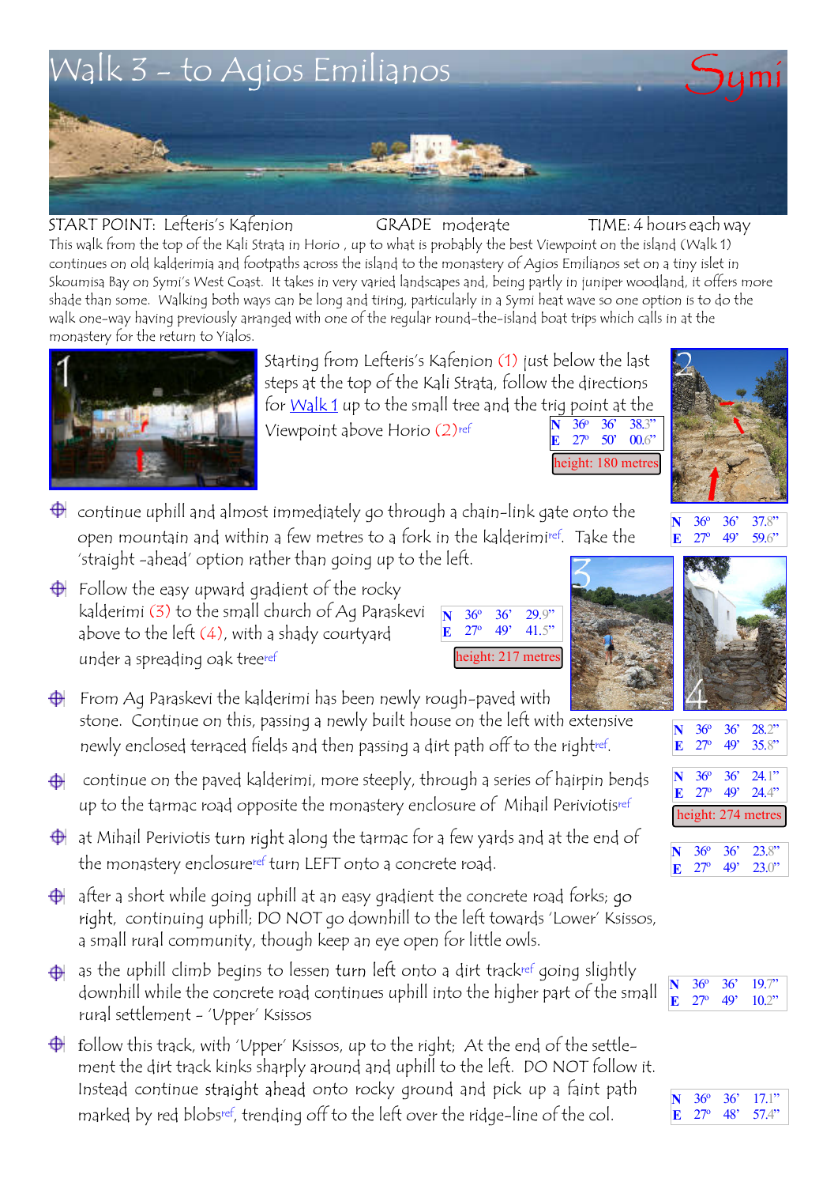# Walk 3 – to Agios Emilianos

Symi

START POINT: Lefteris's Kafenion GRADE moderate TIME: 4 hours each way

This walk from the top of the Kali Strata in Horio , up to what is probably the best Viewpoint on the island (Walk 1) continues on old kalderimia and footpaths across the island to the monastery of Agios Emilianos set on a tiny islet in Skoumisa Bay on Symi's West Coast. It takes in very varied landscapes and, being partly in juniper woodland, it offers more shade than some. Walking both ways can be long and tiring, particularly in a Symi heat wave so one option is to do the walk one-way having previously arranged with one of the regular round-the-island boat trips which calls in at the monastery for the return to Yialos.

Starting from Lefteris's Kafenion (1) just below the last steps at the top of the Kali Strata, follow the directions for Walk 1 up to the small tree and the trig point at the Viewpoint above Horio (2)ref

N 36º 36' 38.3"
E 27º 50' 00.6"
height: 180 metres

- continue uphill and almost immediately go through a chain-link gate onto the open mountain and within a few metres to a fork in the kalderimiref. Take the 'straight -ahead' option rather than going up to the left.

N 36º 36' 37.8"
E 27º 49' 59.6"

- Follow the easy upward gradient of the rocky kalderimi (3) to the small church of Ag Paraskevi above to the left (4), with a shady courtyard under a spreading oak treeref

N 36º 36' 29.9"
E 27º 49' 41.5"
height: 217 metres

- From Ag Paraskevi the kalderimi has been newly rough-paved with stone. Continue on this, passing a newly built house on the left with extensive newly enclosed terraced fields and then passing a dirt path off to the rightref.

N 36º 36' 28.2"
E 27º 49' 35.8"

- continue on the paved kalderimi, more steeply, through a series of hairpin bends up to the tarmac road opposite the monastery enclosure of Mihail Periviotisref

N 36º 36' 24.1"
E 27º 49' 24.4"
height: 274 metres

- at Mihail Periviotis turn right along the tarmac for a few yards and at the end of the monastery enclosureref turn LEFT onto a concrete road.

N 36º 36' 23.8"
E 27º 49' 23.0"

- after a short while going uphill at an easy gradient the concrete road forks; go right, continuing uphill; DO NOT go downhill to the left towards 'Lower' Ksissos, a small rural community, though keep an eye open for little owls.

- as the uphill climb begins to lessen turn left onto a dirt trackref going slightly downhill while the concrete road continues uphill into the higher part of the small rural settlement - 'Upper' Ksissos

N 36º 36' 19.7"
E 27º 49' 10.2"

- follow this track, with 'Upper' Ksissos, up to the right; At the end of the settle-ment the dirt track kinks sharply around and uphill to the left. DO NOT follow it. Instead continue straight ahead onto rocky ground and pick up a faint path marked by red blobsref, trending off to the left over the ridge-line of the col.

N 36º 36' 17.1"
E 27º 48' 57.4"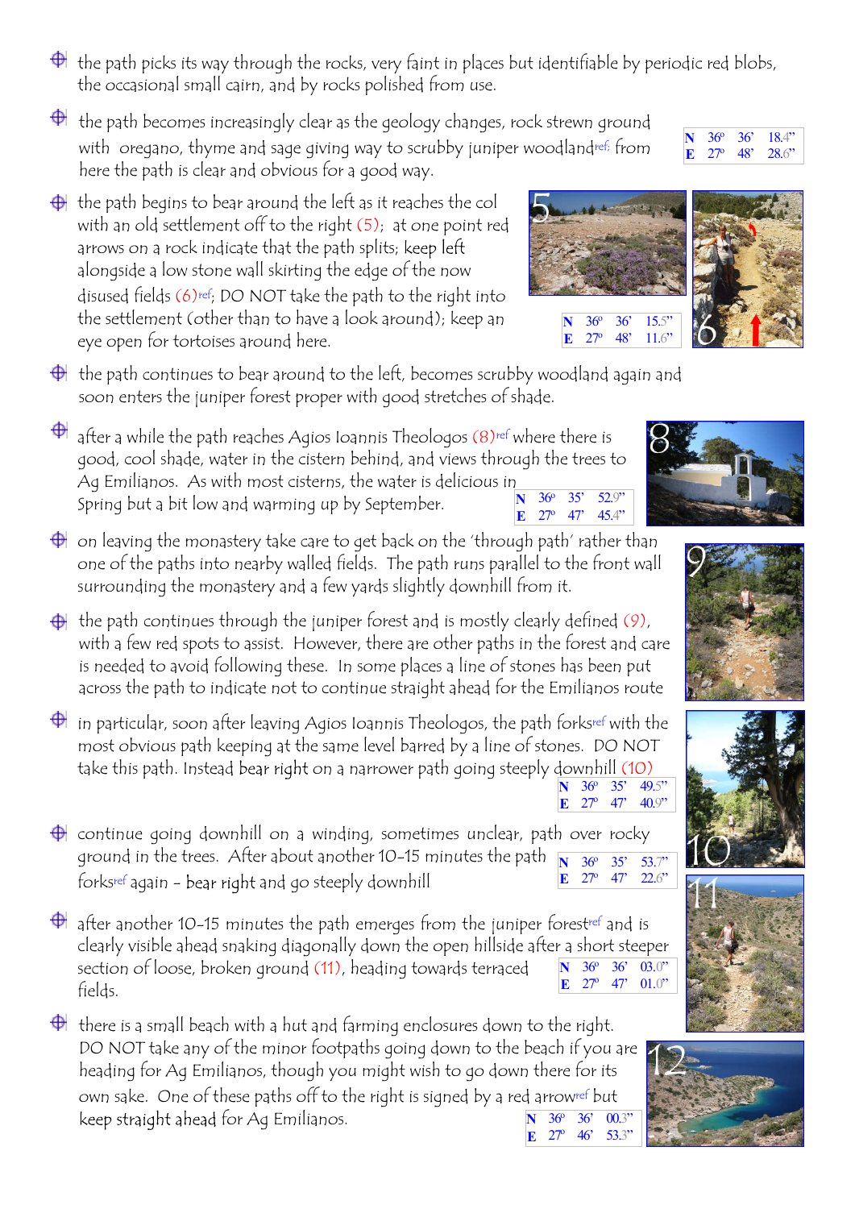- the path picks its way through the rocks, very faint in places but identifiable by periodic red blobs, the occasional small cairn, and by rocks polished from use.

- the path becomes increasingly clear as the geology changes, rock strewn ground with oregano, thyme and sage giving way to scrubby juniper woodland[ref]; from here the path is clear and obvious for a good way.

| | | | |
|---|---|---|---|
| N | 36º | 36' | 18.4" |
| E | 27º | 48' | 28.6" |

- the path begins to bear around the left as it reaches the col with an old settlement off to the right (5); at one point red arrows on a rock indicate that the path splits; keep left alongside a low stone wall skirting the edge of the now disused fields (6)[ref]; DO NOT take the path to the right into the settlement (other than to have a look around); keep an eye open for tortoises around here.

| | | | |
|---|---|---|---|
| N | 36º | 36' | 15.5" |
| E | 27º | 48' | 11.6" |

- the path continues to bear around to the left, becomes scrubby woodland again and soon enters the juniper forest proper with good stretches of shade.

- after a while the path reaches Agios Ioannis Theologos (8)[ref] where there is good, cool shade, water in the cistern behind, and views through the trees to Ag Emilianos. As with most cisterns, the water is delicious in Spring but a bit low and warming up by September.

| | | | |
|---|---|---|---|
| N | 36º | 35' | 52.9" |
| E | 27º | 47' | 45.4" |

- on leaving the monastery take care to get back on the 'through path' rather than one of the paths into nearby walled fields. The path runs parallel to the front wall surrounding the monastery and a few yards slightly downhill from it.

- the path continues through the juniper forest and is mostly clearly defined (9), with a few red spots to assist. However, there are other paths in the forest and care is needed to avoid following these. In some places a line of stones has been put across the path to indicate not to continue straight ahead for the Emilianos route

- in particular, soon after leaving Agios Ioannis Theologos, the path forks[ref] with the most obvious path keeping at the same level barred by a line of stones. DO NOT take this path. Instead bear right on a narrower path going steeply downhill (10)

| | | | |
|---|---|---|---|
| N | 36º | 35' | 49.5" |
| E | 27º | 47' | 40.9" |

- continue going downhill on a winding, sometimes unclear, path over rocky ground in the trees. After about another 10-15 minutes the path forks[ref] again - bear right and go steeply downhill

| | | | |
|---|---|---|---|
| N | 36º | 35' | 53.7" |
| E | 27º | 47' | 22.6" |

- after another 10-15 minutes the path emerges from the juniper forest[ref] and is clearly visible ahead snaking diagonally down the open hillside after a short steeper section of loose, broken ground (11), heading towards terraced fields.

| | | | |
|---|---|---|---|
| N | 36º | 36' | 03.0" |
| E | 27º | 47' | 01.0" |

- there is a small beach with a hut and farming enclosures down to the right. DO NOT take any of the minor footpaths going down to the beach if you are heading for Ag Emilianos, though you might wish to go down there for its own sake. One of these paths off to the right is signed by a red arrow[ref] but keep straight ahead for Ag Emilianos.

| | | | |
|---|---|---|---|
| N | 36º | 36' | 00.3" |
| E | 27º | 46' | 53.3" |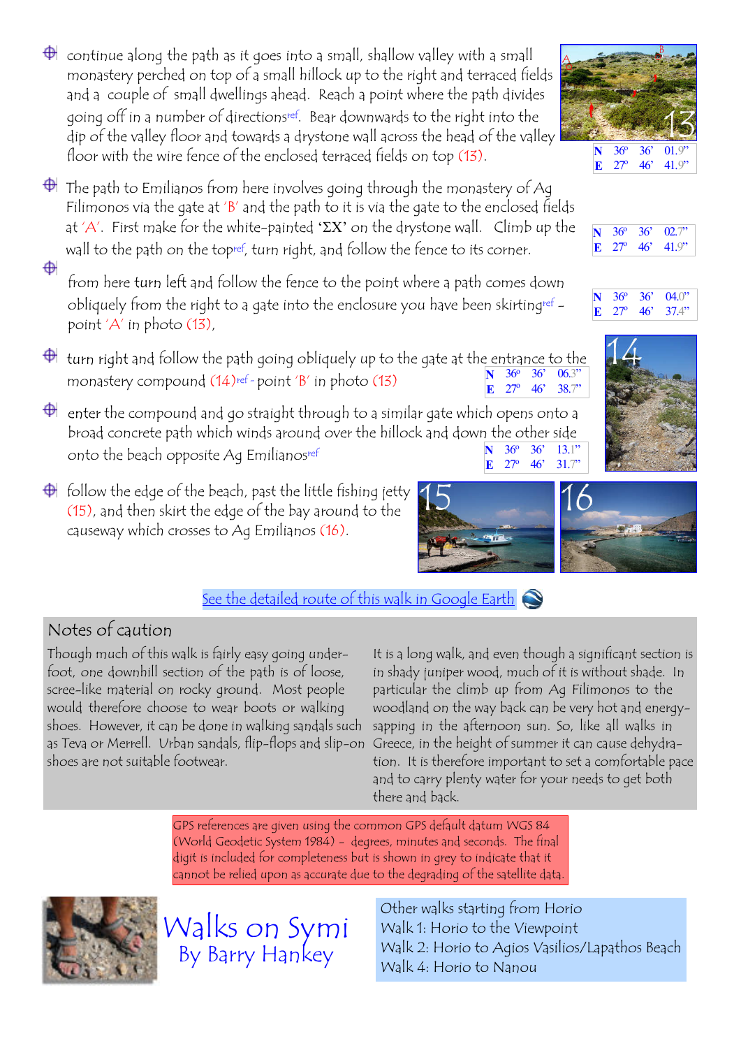- continue along the path as it goes into a small, shallow valley with a small monastery perched on top of a small hillock up to the right and terraced fields and a couple of small dwellings ahead. Reach a point where the path divides going off in a number of directions[ref]. Bear downwards to the right into the dip of the valley floor and towards a drystone wall across the head of the valley floor with the wire fence of the enclosed terraced fields on top (13).

| | | | |
|---|---|---|---|
| N | 36° | 36' | 01.9" |
| E | 27° | 46' | 41.9" |

- The path to Emilianos from here involves going through the monastery of Ag Filimonos via the gate at 'B' and the path to it is via the gate to the enclosed fields at 'A'. First make for the white-painted 'ΣΧ' on the drystone wall. Climb up the wall to the path on the top[ref], turn right, and follow the fence to its corner.

| | | | |
|---|---|---|---|
| N | 36° | 36' | 02.7" |
| E | 27° | 46' | 41.9" |

- from here turn left and follow the fence to the point where a path comes down obliquely from the right to a gate into the enclosure you have been skirting[ref] – point 'A' in photo (13),

| | | | |
|---|---|---|---|
| N | 36° | 36' | 04.0" |
| E | 27° | 46' | 37.4" |

- turn right and follow the path going obliquely up to the gate at the entrance to the monastery compound (14)[ref] - point 'B' in photo (13)

| | | | |
|---|---|---|---|
| N | 36° | 36' | 06.3" |
| E | 27° | 46' | 38.7" |

- enter the compound and go straight through to a similar gate which opens onto a broad concrete path which winds around over the hillock and down the other side onto the beach opposite Ag Emilianos[ref]

| | | | |
|---|---|---|---|
| N | 36° | 36' | 13.1" |
| E | 27° | 46' | 31.7" |

- follow the edge of the beach, past the little fishing jetty (15), and then skirt the edge of the bay around to the causeway which crosses to Ag Emilianos (16).

See the detailed route of this walk in Google Earth

## Notes of caution

Though much of this walk is fairly easy going underfoot, one downhill section of the path is of loose, scree-like material on rocky ground. Most people would therefore choose to wear boots or walking shoes. However, it can be done in walking sandals such as Teva or Merrell. Urban sandals, flip-flops and slip-on shoes are not suitable footwear.

It is a long walk, and even though a significant section is in shady juniper wood, much of it is without shade. In particular the climb up from Ag Filimonos to the woodland on the way back can be very hot and energy-sapping in the afternoon sun. So, like all walks in Greece, in the height of summer it can cause dehydration. It is therefore important to set a comfortable pace and to carry plenty water for your needs to get both there and back.

GPS references are given using the common GPS default datum WGS 84 (World Geodetic System 1984) – degrees, minutes and seconds. The final digit is included for completeness but is shown in grey to indicate that it cannot be relied upon as accurate due to the degrading of the satellite data.

# Walks on Symi
By Barry Hankey

Other walks starting from Horio
Walk 1: Horio to the Viewpoint
Walk 2: Horio to Agios Vasilios/Lapathos Beach
Walk 4: Horio to Nanou